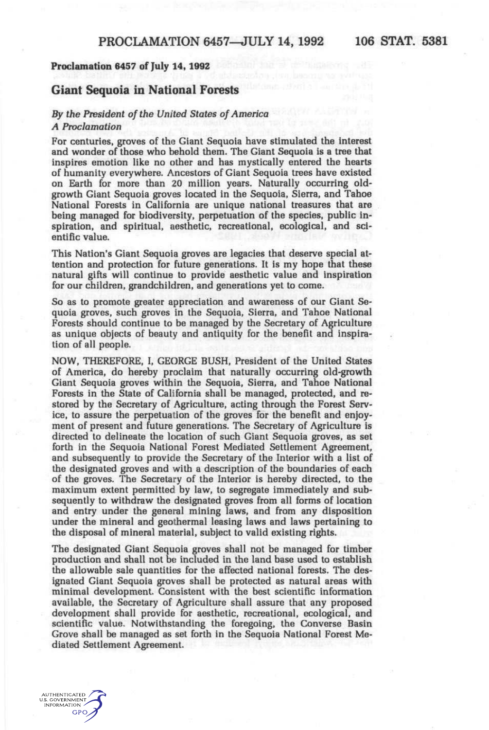## Proclamation 6457 of July 14, 1992

# Giant Sequoia in National Forests

*By the President of the United States of America*
*A Proclamation*

For centuries, groves of the Giant Sequoia have stimulated the interest and wonder of those who behold them. The Giant Sequoia is a tree that inspires emotion like no other and has mystically entered the hearts of humanity everywhere. Ancestors of Giant Sequoia trees have existed on Earth for more than 20 million years. Naturally occurring old-growth Giant Sequoia groves located in the Sequoia, Sierra, and Tahoe National Forests in California are unique national treasures that are being managed for biodiversity, perpetuation of the species, public inspiration, and spiritual, aesthetic, recreational, ecological, and scientific value.

This Nation's Giant Sequoia groves are legacies that deserve special attention and protection for future generations. It is my hope that these natural gifts will continue to provide aesthetic value and inspiration for our children, grandchildren, and generations yet to come.

So as to promote greater appreciation and awareness of our Giant Sequoia groves, such groves in the Sequoia, Sierra, and Tahoe National Forests should continue to be managed by the Secretary of Agriculture as unique objects of beauty and antiquity for the benefit and inspiration of all people.

NOW, THEREFORE, I, GEORGE BUSH, President of the United States of America, do hereby proclaim that naturally occurring old-growth Giant Sequoia groves within the Sequoia, Sierra, and Tahoe National Forests in the State of California shall be managed, protected, and restored by the Secretary of Agriculture, acting through the Forest Service, to assure the perpetuation of the groves for the benefit and enjoyment of present and future generations. The Secretary of Agriculture is directed to delineate the location of such Giant Sequoia groves, as set forth in the Sequoia National Forest Mediated Settlement Agreement, and subsequently to provide the Secretary of the Interior with a list of the designated groves and with a description of the boundaries of each of the groves. The Secretary of the Interior is hereby directed, to the maximum extent permitted by law, to segregate immediately and subsequently to withdraw the designated groves from all forms of location and entry under the general mining laws, and from any disposition under the mineral and geothermal leasing laws and laws pertaining to the disposal of mineral material, subject to valid existing rights.

The designated Giant Sequoia groves shall not be managed for timber production and shall not be included in the land base used to establish the allowable sale quantities for the affected national forests. The designated Giant Sequoia groves shall be protected as natural areas with minimal development. Consistent with the best scientific information available, the Secretary of Agriculture shall assure that any proposed development shall provide for aesthetic, recreational, ecological, and scientific value. Notwithstanding the foregoing, the Converse Basin Grove shall be managed as set forth in the Sequoia National Forest Mediated Settlement Agreement.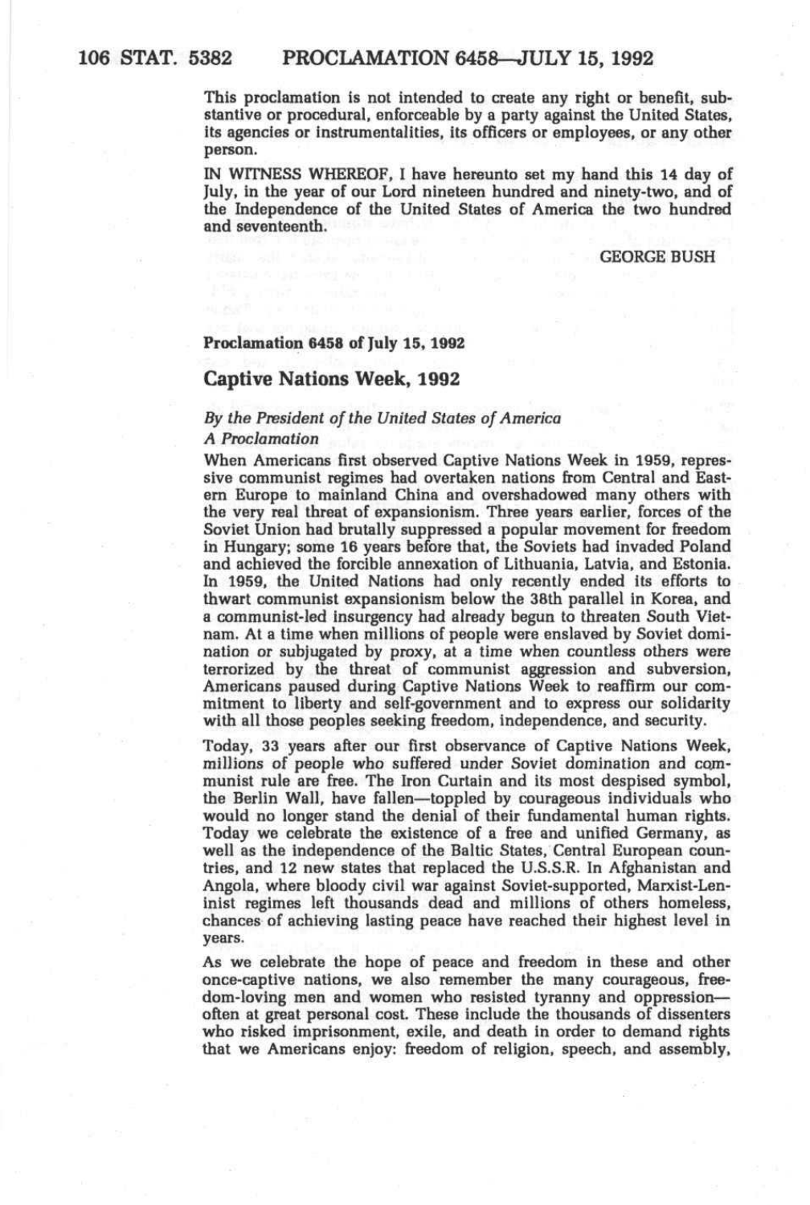This proclamation is not intended to create any right or benefit, substantive or procedural, enforceable by a party against the United States, its agencies or instrumentalities, its officers or employees, or any other person.

IN WITNESS WHEREOF, I have hereunto set my hand this 14 day of July, in the year of our Lord nineteen hundred and ninety-two, and of the Independence of the United States of America the two hundred and seventeenth.

GEORGE BUSH

**Proclamation 6458 of July 15, 1992**

## Captive Nations Week, 1992

*By the President of the United States of America*
*A Proclamation*

When Americans first observed Captive Nations Week in 1959, repressive communist regimes had overtaken nations from Central and Eastern Europe to mainland China and overshadowed many others with the very real threat of expansionism. Three years earlier, forces of the Soviet Union had brutally suppressed a popular movement for freedom in Hungary; some 16 years before that, the Soviets had invaded Poland and achieved the forcible annexation of Lithuania, Latvia, and Estonia. In 1959, the United Nations had only recently ended its efforts to thwart communist expansionism below the 38th parallel in Korea, and a communist-led insurgency had already begun to threaten South Vietnam. At a time when millions of people were enslaved by Soviet domination or subjugated by proxy, at a time when countless others were terrorized by the threat of communist aggression and subversion, Americans paused during Captive Nations Week to reaffirm our commitment to liberty and self-government and to express our solidarity with all those peoples seeking freedom, independence, and security.

Today, 33 years after our first observance of Captive Nations Week, millions of people who suffered under Soviet domination and communist rule are free. The Iron Curtain and its most despised symbol, the Berlin Wall, have fallen—toppled by courageous individuals who would no longer stand the denial of their fundamental human rights. Today we celebrate the existence of a free and unified Germany, as well as the independence of the Baltic States, Central European countries, and 12 new states that replaced the U.S.S.R. In Afghanistan and Angola, where bloody civil war against Soviet-supported, Marxist-Leninist regimes left thousands dead and millions of others homeless, chances of achieving lasting peace have reached their highest level in years.

As we celebrate the hope of peace and freedom in these and other once-captive nations, we also remember the many courageous, freedom-loving men and women who resisted tyranny and oppression—often at great personal cost. These include the thousands of dissenters who risked imprisonment, exile, and death in order to demand rights that we Americans enjoy: freedom of religion, speech, and assembly,